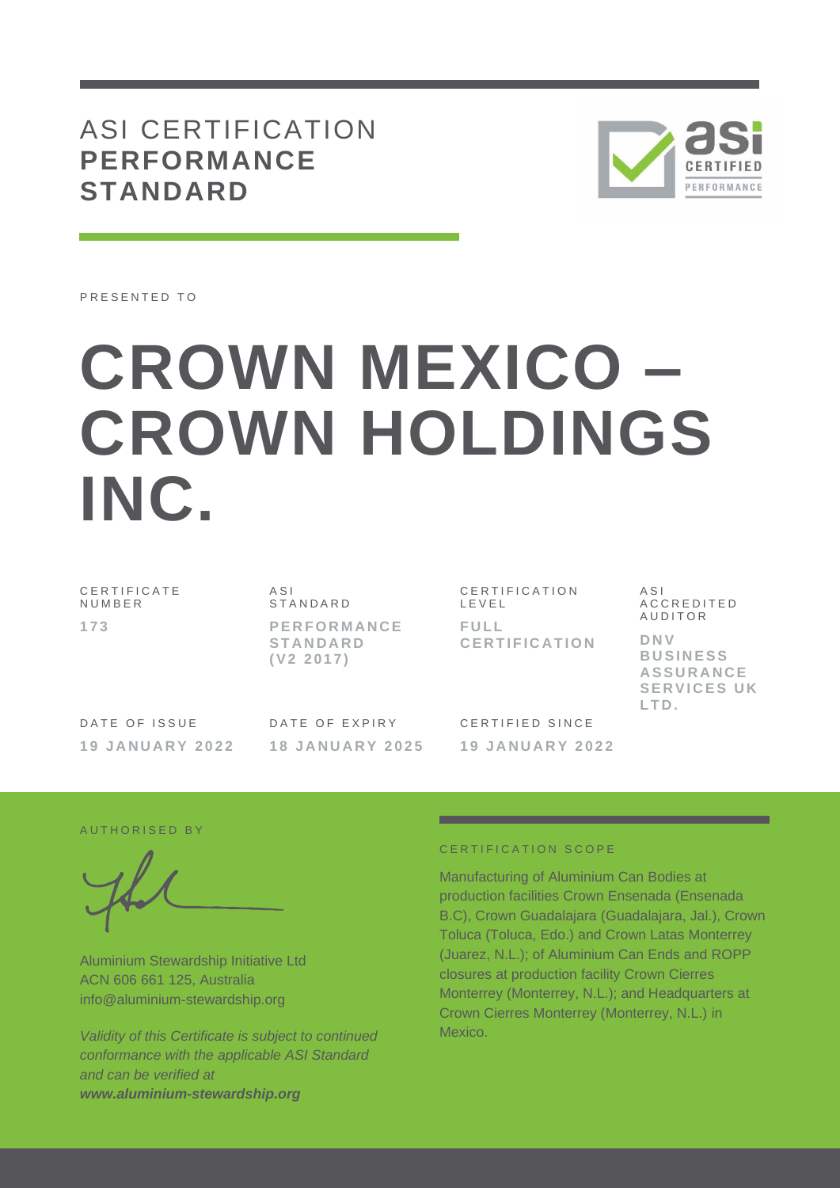# ASI CERTIFICATION **PERFORMANCE STANDARD**

PRESENTED TO

# CROWN MEXICO – CROWN HOLDINGS INC.

| CERTIFICATE NUMBER | ASI STANDARD | CERTIFICATION LEVEL | ASI ACCREDITED AUDITOR |
|---|---|---|---|
| **173** | **PERFORMANCE STANDARD (V2 2017)** | **FULL CERTIFICATION** | **DNV BUSINESS ASSURANCE SERVICES UK LTD.** |

| DATE OF ISSUE | DATE OF EXPIRY | CERTIFIED SINCE |
|---|---|---|
| **19 JANUARY 2022** | **18 JANUARY 2025** | **19 JANUARY 2022** |

AUTHORISED BY

Aluminium Stewardship Initiative Ltd
ACN 606 661 125, Australia
info@aluminium-stewardship.org

*Validity of this Certificate is subject to continued conformance with the applicable ASI Standard and can be verified at* ***www.aluminium-stewardship.org***

CERTIFICATION SCOPE

Manufacturing of Aluminium Can Bodies at production facilities Crown Ensenada (Ensenada B.C), Crown Guadalajara (Guadalajara, Jal.), Crown Toluca (Toluca, Edo.) and Crown Latas Monterrey (Juarez, N.L.); of Aluminium Can Ends and ROPP closures at production facility Crown Cierres Monterrey (Monterrey, N.L.); and Headquarters at Crown Cierres Monterrey (Monterrey, N.L.) in Mexico.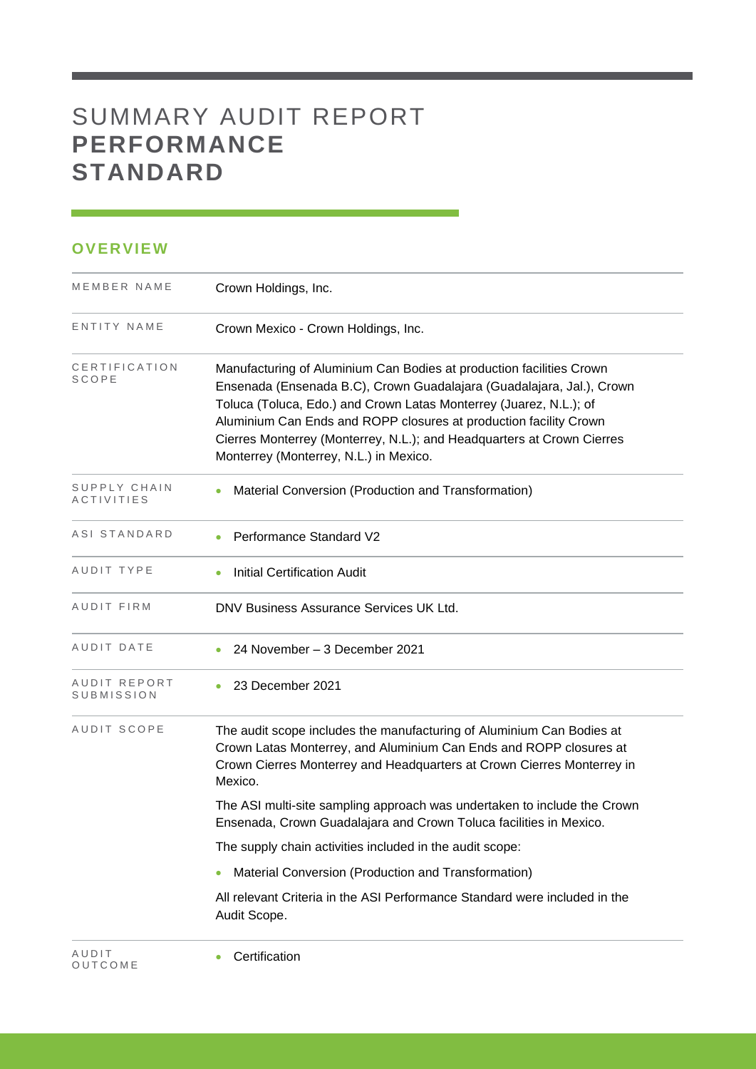# SUMMARY AUDIT REPORT **PERFORMANCE STANDARD**

## OVERVIEW

| | |
|---|---|
| MEMBER NAME | Crown Holdings, Inc. |
| ENTITY NAME | Crown Mexico - Crown Holdings, Inc. |
| CERTIFICATION SCOPE | Manufacturing of Aluminium Can Bodies at production facilities Crown Ensenada (Ensenada B.C), Crown Guadalajara (Guadalajara, Jal.), Crown Toluca (Toluca, Edo.) and Crown Latas Monterrey (Juarez, N.L.); of Aluminium Can Ends and ROPP closures at production facility Crown Cierres Monterrey (Monterrey, N.L.); and Headquarters at Crown Cierres Monterrey (Monterrey, N.L.) in Mexico. |
| SUPPLY CHAIN ACTIVITIES | • Material Conversion (Production and Transformation) |
| ASI STANDARD | • Performance Standard V2 |
| AUDIT TYPE | • Initial Certification Audit |
| AUDIT FIRM | DNV Business Assurance Services UK Ltd. |
| AUDIT DATE | • 24 November – 3 December 2021 |
| AUDIT REPORT SUBMISSION | • 23 December 2021 |
| AUDIT SCOPE | The audit scope includes the manufacturing of Aluminium Can Bodies at Crown Latas Monterrey, and Aluminium Can Ends and ROPP closures at Crown Cierres Monterrey and Headquarters at Crown Cierres Monterrey in Mexico.<br><br>The ASI multi-site sampling approach was undertaken to include the Crown Ensenada, Crown Guadalajara and Crown Toluca facilities in Mexico.<br><br>The supply chain activities included in the audit scope:<br><br>• Material Conversion (Production and Transformation)<br><br>All relevant Criteria in the ASI Performance Standard were included in the Audit Scope. |
| AUDIT OUTCOME | • Certification |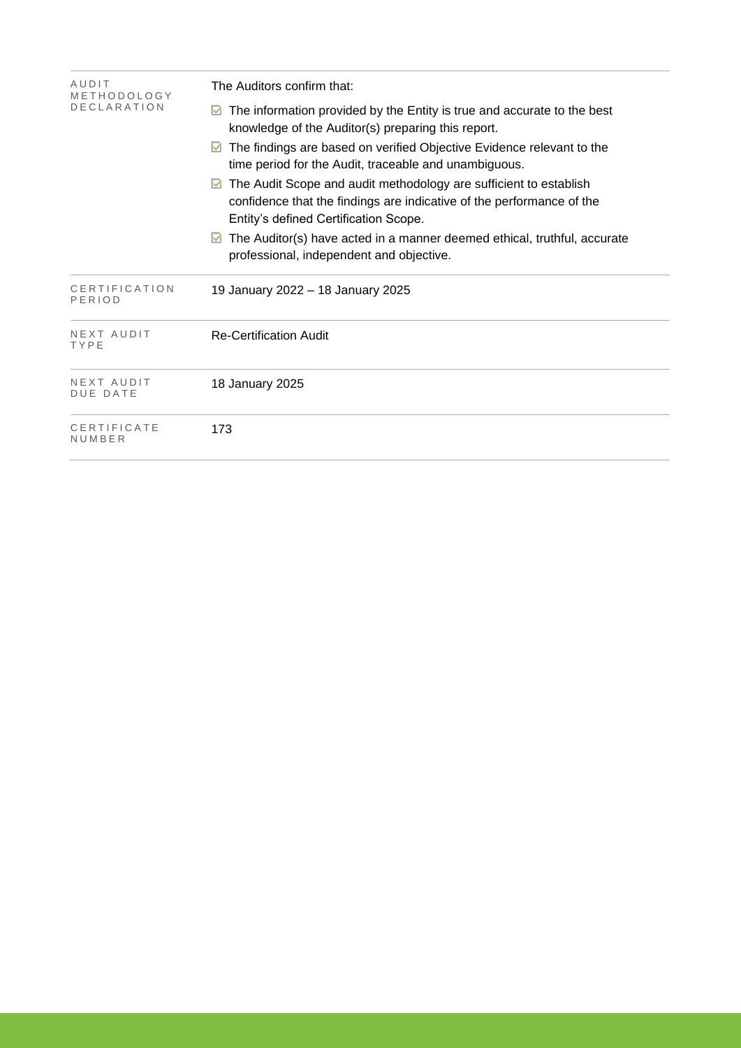| | |
|---|---|
| AUDIT METHODOLOGY DECLARATION | The Auditors confirm that:<br>☑ The information provided by the Entity is true and accurate to the best knowledge of the Auditor(s) preparing this report.<br>☑ The findings are based on verified Objective Evidence relevant to the time period for the Audit, traceable and unambiguous.<br>☑ The Audit Scope and audit methodology are sufficient to establish confidence that the findings are indicative of the performance of the Entity's defined Certification Scope.<br>☑ The Auditor(s) have acted in a manner deemed ethical, truthful, accurate professional, independent and objective. |
| CERTIFICATION PERIOD | 19 January 2022 – 18 January 2025 |
| NEXT AUDIT TYPE | Re-Certification Audit |
| NEXT AUDIT DUE DATE | 18 January 2025 |
| CERTIFICATE NUMBER | 173 |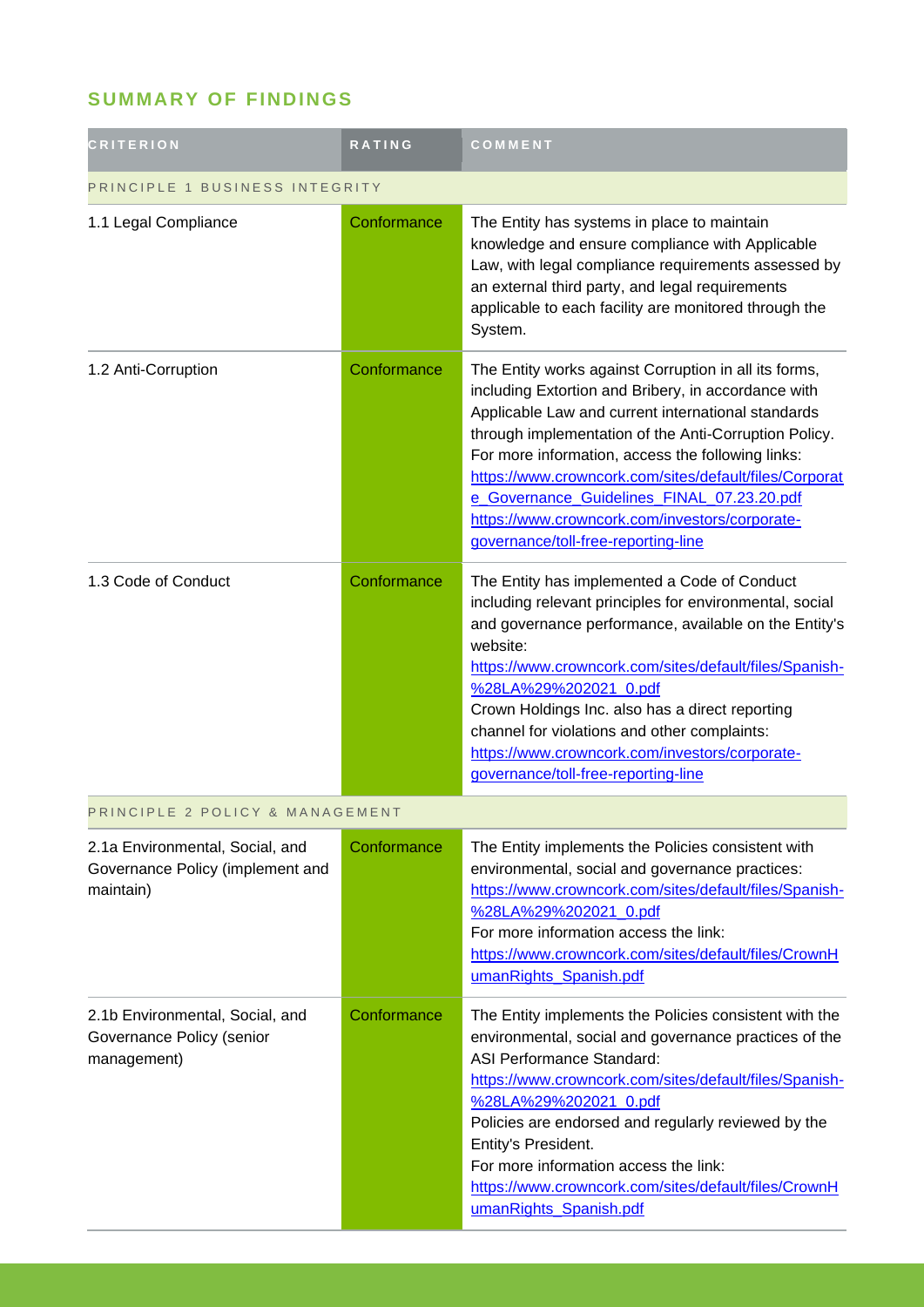## SUMMARY OF FINDINGS

| CRITERION | RATING | COMMENT |
|---|---|---|
| PRINCIPLE 1 BUSINESS INTEGRITY | | |
| 1.1 Legal Compliance | Conformance | The Entity has systems in place to maintain knowledge and ensure compliance with Applicable Law, with legal compliance requirements assessed by an external third party, and legal requirements applicable to each facility are monitored through the System. |
| 1.2 Anti-Corruption | Conformance | The Entity works against Corruption in all its forms, including Extortion and Bribery, in accordance with Applicable Law and current international standards through implementation of the Anti-Corruption Policy. For more information, access the following links: https://www.crowncork.com/sites/default/files/Corporate_Governance_Guidelines_FINAL_07.23.20.pdf https://www.crowncork.com/investors/corporate-governance/toll-free-reporting-line |
| 1.3 Code of Conduct | Conformance | The Entity has implemented a Code of Conduct including relevant principles for environmental, social and governance performance, available on the Entity's website: https://www.crowncork.com/sites/default/files/Spanish-%28LA%29%202021_0.pdf Crown Holdings Inc. also has a direct reporting channel for violations and other complaints: https://www.crowncork.com/investors/corporate-governance/toll-free-reporting-line |
| PRINCIPLE 2 POLICY & MANAGEMENT | | |
| 2.1a Environmental, Social, and Governance Policy (implement and maintain) | Conformance | The Entity implements the Policies consistent with environmental, social and governance practices: https://www.crowncork.com/sites/default/files/Spanish-%28LA%29%202021_0.pdf For more information access the link: https://www.crowncork.com/sites/default/files/CrownHumanRights_Spanish.pdf |
| 2.1b Environmental, Social, and Governance Policy (senior management) | Conformance | The Entity implements the Policies consistent with the environmental, social and governance practices of the ASI Performance Standard: https://www.crowncork.com/sites/default/files/Spanish-%28LA%29%202021_0.pdf Policies are endorsed and regularly reviewed by the Entity's President. For more information access the link: https://www.crowncork.com/sites/default/files/CrownHumanRights_Spanish.pdf |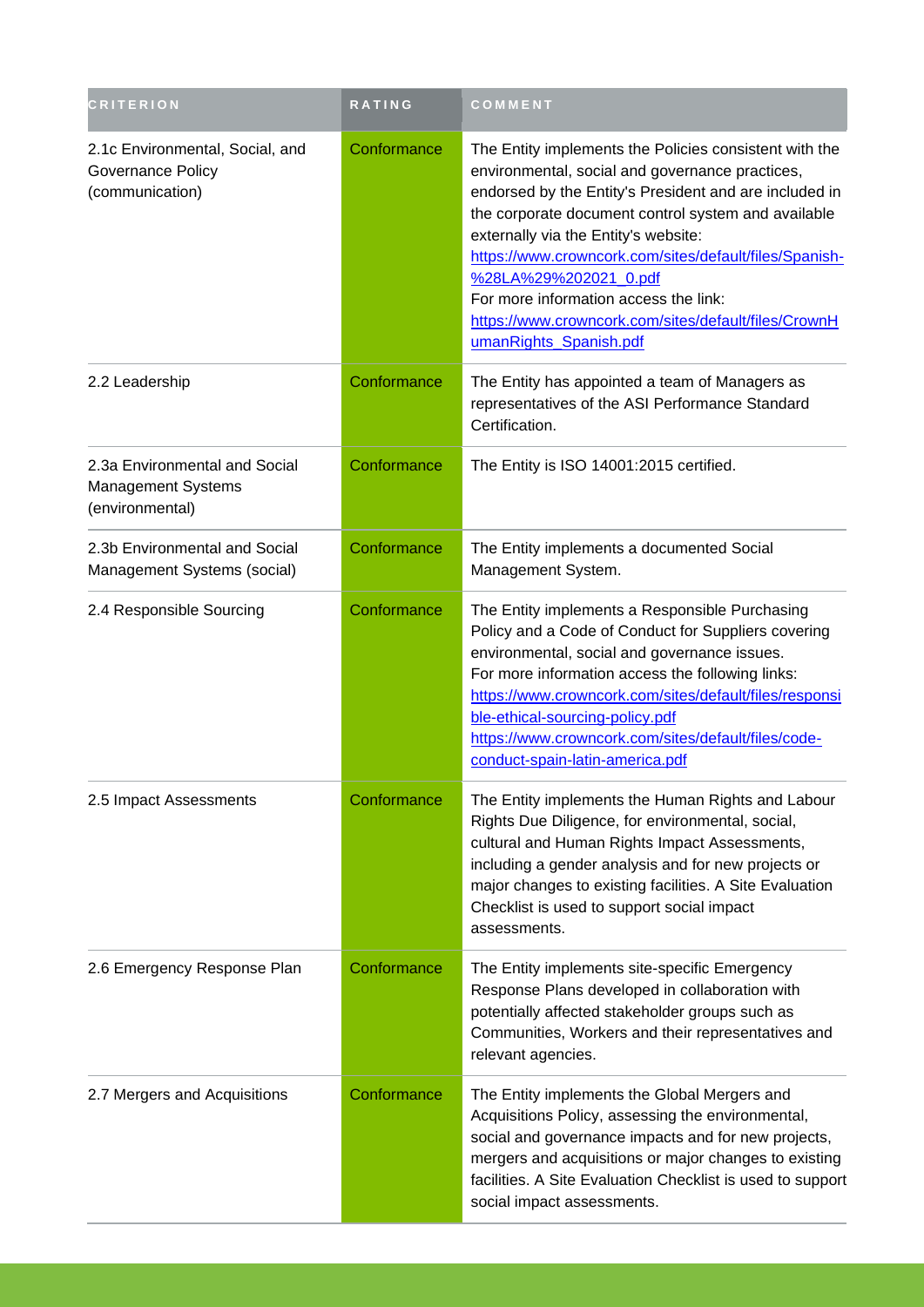| CRITERION | RATING | COMMENT |
| --- | --- | --- |
| 2.1c Environmental, Social, and Governance Policy (communication) | Conformance | The Entity implements the Policies consistent with the environmental, social and governance practices, endorsed by the Entity's President and are included in the corporate document control system and available externally via the Entity's website: https://www.crowncork.com/sites/default/files/Spanish-%28LA%29%202021_0.pdf<br>For more information access the link: https://www.crowncork.com/sites/default/files/CrownHumanRights_Spanish.pdf |
| 2.2 Leadership | Conformance | The Entity has appointed a team of Managers as representatives of the ASI Performance Standard Certification. |
| 2.3a Environmental and Social Management Systems (environmental) | Conformance | The Entity is ISO 14001:2015 certified. |
| 2.3b Environmental and Social Management Systems (social) | Conformance | The Entity implements a documented Social Management System. |
| 2.4 Responsible Sourcing | Conformance | The Entity implements a Responsible Purchasing Policy and a Code of Conduct for Suppliers covering environmental, social and governance issues.<br>For more information access the following links: https://www.crowncork.com/sites/default/files/responsible-ethical-sourcing-policy.pdf<br>https://www.crowncork.com/sites/default/files/code-conduct-spain-latin-america.pdf |
| 2.5 Impact Assessments | Conformance | The Entity implements the Human Rights and Labour Rights Due Diligence, for environmental, social, cultural and Human Rights Impact Assessments, including a gender analysis and for new projects or major changes to existing facilities. A Site Evaluation Checklist is used to support social impact assessments. |
| 2.6 Emergency Response Plan | Conformance | The Entity implements site-specific Emergency Response Plans developed in collaboration with potentially affected stakeholder groups such as Communities, Workers and their representatives and relevant agencies. |
| 2.7 Mergers and Acquisitions | Conformance | The Entity implements the Global Mergers and Acquisitions Policy, assessing the environmental, social and governance impacts and for new projects, mergers and acquisitions or major changes to existing facilities. A Site Evaluation Checklist is used to support social impact assessments. |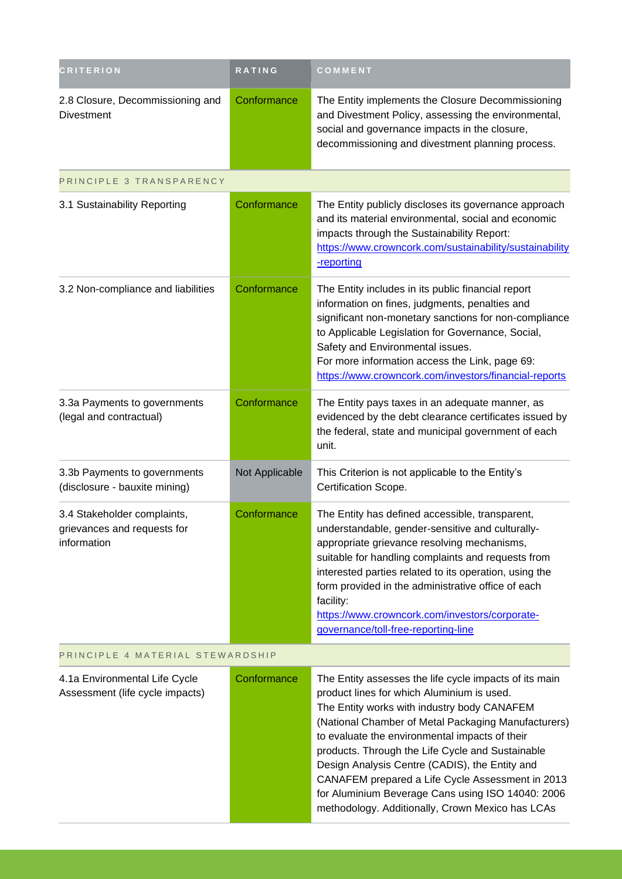| CRITERION | RATING | COMMENT |
| --- | --- | --- |
| 2.8 Closure, Decommissioning and Divestment | Conformance | The Entity implements the Closure Decommissioning and Divestment Policy, assessing the environmental, social and governance impacts in the closure, decommissioning and divestment planning process. |
| PRINCIPLE 3 TRANSPARENCY | | |
| 3.1 Sustainability Reporting | Conformance | The Entity publicly discloses its governance approach and its material environmental, social and economic impacts through the Sustainability Report: https://www.crowncork.com/sustainability/sustainability-reporting |
| 3.2 Non-compliance and liabilities | Conformance | The Entity includes in its public financial report information on fines, judgments, penalties and significant non-monetary sanctions for non-compliance to Applicable Legislation for Governance, Social, Safety and Environmental issues.<br>For more information access the Link, page 69: https://www.crowncork.com/investors/financial-reports |
| 3.3a Payments to governments (legal and contractual) | Conformance | The Entity pays taxes in an adequate manner, as evidenced by the debt clearance certificates issued by the federal, state and municipal government of each unit. |
| 3.3b Payments to governments (disclosure - bauxite mining) | Not Applicable | This Criterion is not applicable to the Entity's Certification Scope. |
| 3.4 Stakeholder complaints, grievances and requests for information | Conformance | The Entity has defined accessible, transparent, understandable, gender-sensitive and culturally-appropriate grievance resolving mechanisms, suitable for handling complaints and requests from interested parties related to its operation, using the form provided in the administrative office of each facility:<br>https://www.crowncork.com/investors/corporate-governance/toll-free-reporting-line |
| PRINCIPLE 4 MATERIAL STEWARDSHIP | | |
| 4.1a Environmental Life Cycle Assessment (life cycle impacts) | Conformance | The Entity assesses the life cycle impacts of its main product lines for which Aluminium is used.<br>The Entity works with industry body CANAFEM (National Chamber of Metal Packaging Manufacturers) to evaluate the environmental impacts of their products. Through the Life Cycle and Sustainable Design Analysis Centre (CADIS), the Entity and CANAFEM prepared a Life Cycle Assessment in 2013 for Aluminium Beverage Cans using ISO 14040: 2006 methodology. Additionally, Crown Mexico has LCAs |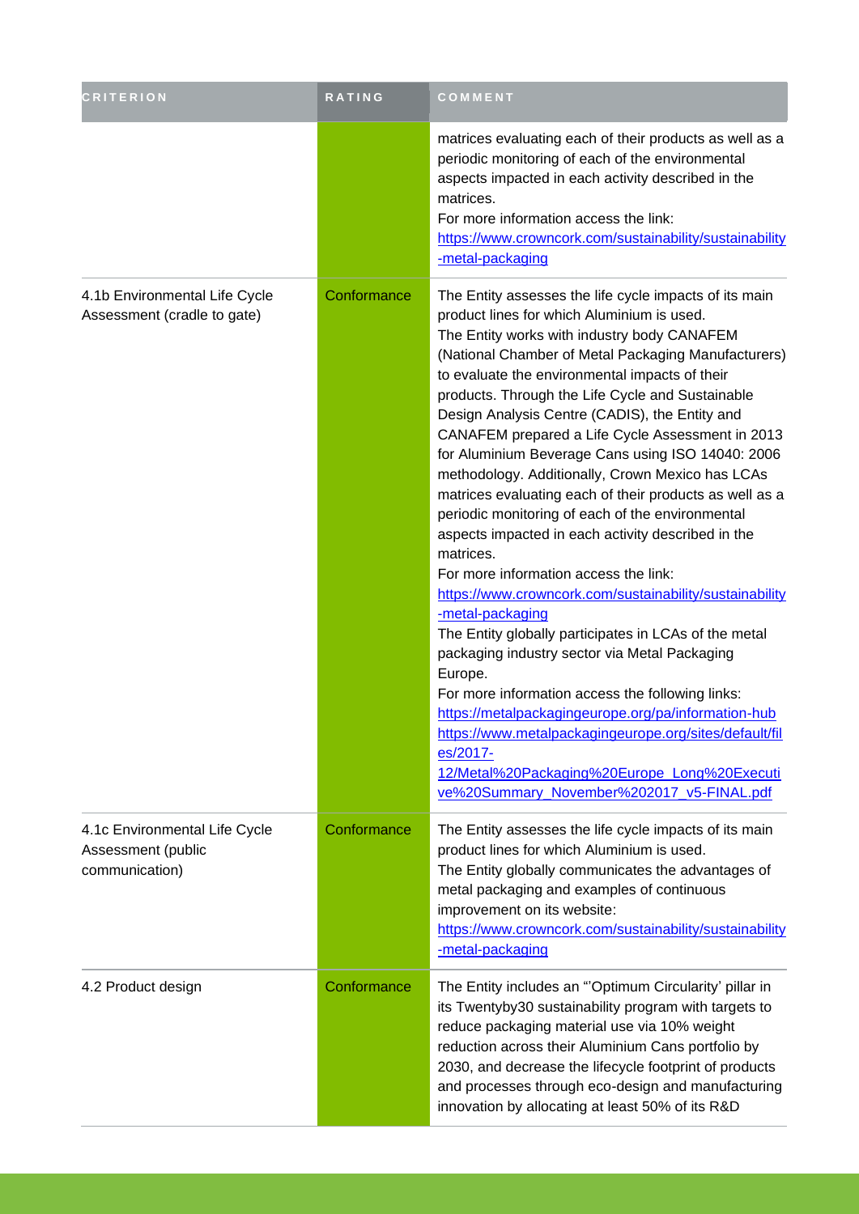| CRITERION | RATING | COMMENT |
|---|---|---|
| | | matrices evaluating each of their products as well as a periodic monitoring of each of the environmental aspects impacted in each activity described in the matrices.<br>For more information access the link:<br>https://www.crowncork.com/sustainability/sustainability-metal-packaging |
| 4.1b Environmental Life Cycle Assessment (cradle to gate) | Conformance | The Entity assesses the life cycle impacts of its main product lines for which Aluminium is used.<br>The Entity works with industry body CANAFEM (National Chamber of Metal Packaging Manufacturers) to evaluate the environmental impacts of their products. Through the Life Cycle and Sustainable Design Analysis Centre (CADIS), the Entity and CANAFEM prepared a Life Cycle Assessment in 2013 for Aluminium Beverage Cans using ISO 14040: 2006 methodology. Additionally, Crown Mexico has LCAs matrices evaluating each of their products as well as a periodic monitoring of each of the environmental aspects impacted in each activity described in the matrices.<br>For more information access the link:<br>https://www.crowncork.com/sustainability/sustainability-metal-packaging<br>The Entity globally participates in LCAs of the metal packaging industry sector via Metal Packaging Europe.<br>For more information access the following links:<br>https://metalpackagingeurope.org/pa/information-hub<br>https://www.metalpackagingeurope.org/sites/default/files/2017-12/Metal%20Packaging%20Europe_Long%20Executive%20Summary_November%202017_v5-FINAL.pdf |
| 4.1c Environmental Life Cycle Assessment (public communication) | Conformance | The Entity assesses the life cycle impacts of its main product lines for which Aluminium is used.<br>The Entity globally communicates the advantages of metal packaging and examples of continuous improvement on its website:<br>https://www.crowncork.com/sustainability/sustainability-metal-packaging |
| 4.2 Product design | Conformance | The Entity includes an "'Optimum Circularity' pillar in its Twentyby30 sustainability program with targets to reduce packaging material use via 10% weight reduction across their Aluminium Cans portfolio by 2030, and decrease the lifecycle footprint of products and processes through eco-design and manufacturing innovation by allocating at least 50% of its R&D |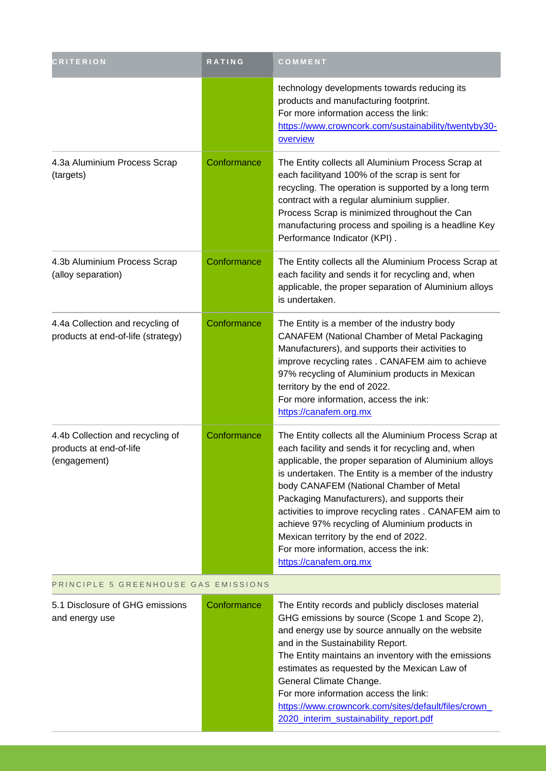| CRITERION | RATING | COMMENT |
|---|---|---|
| | | technology developments towards reducing its products and manufacturing footprint.<br>For more information access the link:<br>https://www.crowncork.com/sustainability/twentyby30-overview |
| 4.3a Aluminium Process Scrap (targets) | Conformance | The Entity collects all Aluminium Process Scrap at each facilityand 100% of the scrap is sent for recycling. The operation is supported by a long term contract with a regular aluminium supplier.<br>Process Scrap is minimized throughout the Can manufacturing process and spoiling is a headline Key Performance Indicator (KPI) . |
| 4.3b Aluminium Process Scrap (alloy separation) | Conformance | The Entity collects all the Aluminium Process Scrap at each facility and sends it for recycling and, when applicable, the proper separation of Aluminium alloys is undertaken. |
| 4.4a Collection and recycling of products at end-of-life (strategy) | Conformance | The Entity is a member of the industry body CANAFEM (National Chamber of Metal Packaging Manufacturers), and supports their activities to improve recycling rates . CANAFEM aim to achieve 97% recycling of Aluminium products in Mexican territory by the end of 2022.<br>For more information, access the ink:<br>https://canafem.org.mx |
| 4.4b Collection and recycling of products at end-of-life (engagement) | Conformance | The Entity collects all the Aluminium Process Scrap at each facility and sends it for recycling and, when applicable, the proper separation of Aluminium alloys is undertaken. The Entity is a member of the industry body CANAFEM (National Chamber of Metal Packaging Manufacturers), and supports their activities to improve recycling rates . CANAFEM aim to achieve 97% recycling of Aluminium products in Mexican territory by the end of 2022.<br>For more information, access the ink:<br>https://canafem.org.mx |
| PRINCIPLE 5 GREENHOUSE GAS EMISSIONS | | |
| 5.1 Disclosure of GHG emissions and energy use | Conformance | The Entity records and publicly discloses material GHG emissions by source (Scope 1 and Scope 2), and energy use by source annually on the website and in the Sustainability Report.<br>The Entity maintains an inventory with the emissions estimates as requested by the Mexican Law of General Climate Change.<br>For more information access the link:<br>https://www.crowncork.com/sites/default/files/crown_2020_interim_sustainability_report.pdf |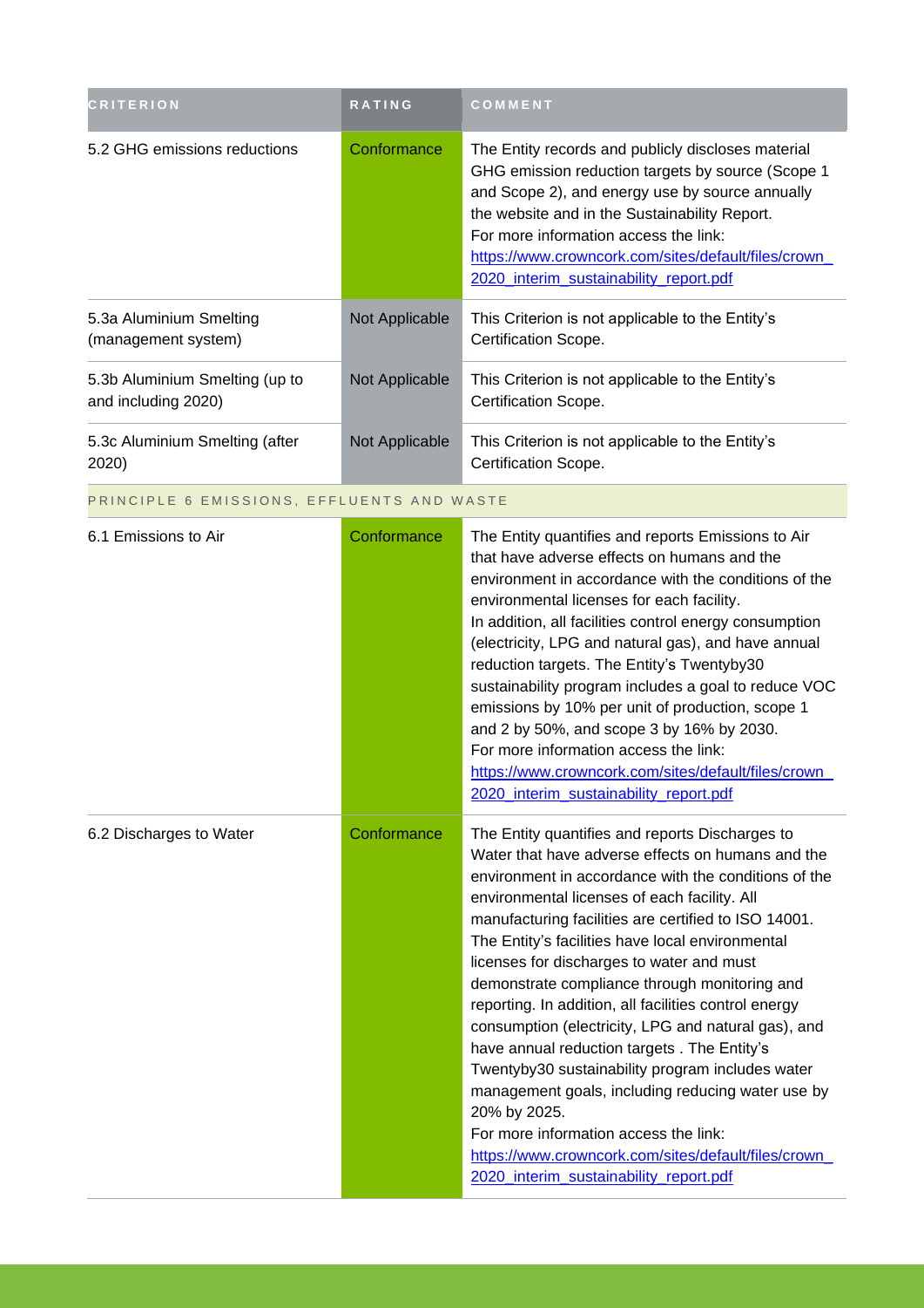| CRITERION | RATING | COMMENT |
|---|---|---|
| 5.2 GHG emissions reductions | Conformance | The Entity records and publicly discloses material GHG emission reduction targets by source (Scope 1 and Scope 2), and energy use by source annually the website and in the Sustainability Report.<br>For more information access the link:<br>https://www.crowncork.com/sites/default/files/crown_2020_interim_sustainability_report.pdf |
| 5.3a Aluminium Smelting (management system) | Not Applicable | This Criterion is not applicable to the Entity's Certification Scope. |
| 5.3b Aluminium Smelting (up to and including 2020) | Not Applicable | This Criterion is not applicable to the Entity's Certification Scope. |
| 5.3c Aluminium Smelting (after 2020) | Not Applicable | This Criterion is not applicable to the Entity's Certification Scope. |
| PRINCIPLE 6 EMISSIONS, EFFLUENTS AND WASTE | | |
| 6.1 Emissions to Air | Conformance | The Entity quantifies and reports Emissions to Air that have adverse effects on humans and the environment in accordance with the conditions of the environmental licenses for each facility.<br>In addition, all facilities control energy consumption (electricity, LPG and natural gas), and have annual reduction targets. The Entity's Twentyby30 sustainability program includes a goal to reduce VOC emissions by 10% per unit of production, scope 1 and 2 by 50%, and scope 3 by 16% by 2030.<br>For more information access the link:<br>https://www.crowncork.com/sites/default/files/crown_2020_interim_sustainability_report.pdf |
| 6.2 Discharges to Water | Conformance | The Entity quantifies and reports Discharges to Water that have adverse effects on humans and the environment in accordance with the conditions of the environmental licenses of each facility. All manufacturing facilities are certified to ISO 14001. The Entity's facilities have local environmental licenses for discharges to water and must demonstrate compliance through monitoring and reporting. In addition, all facilities control energy consumption (electricity, LPG and natural gas), and have annual reduction targets . The Entity's Twentyby30 sustainability program includes water management goals, including reducing water use by 20% by 2025.<br>For more information access the link:<br>https://www.crowncork.com/sites/default/files/crown_2020_interim_sustainability_report.pdf |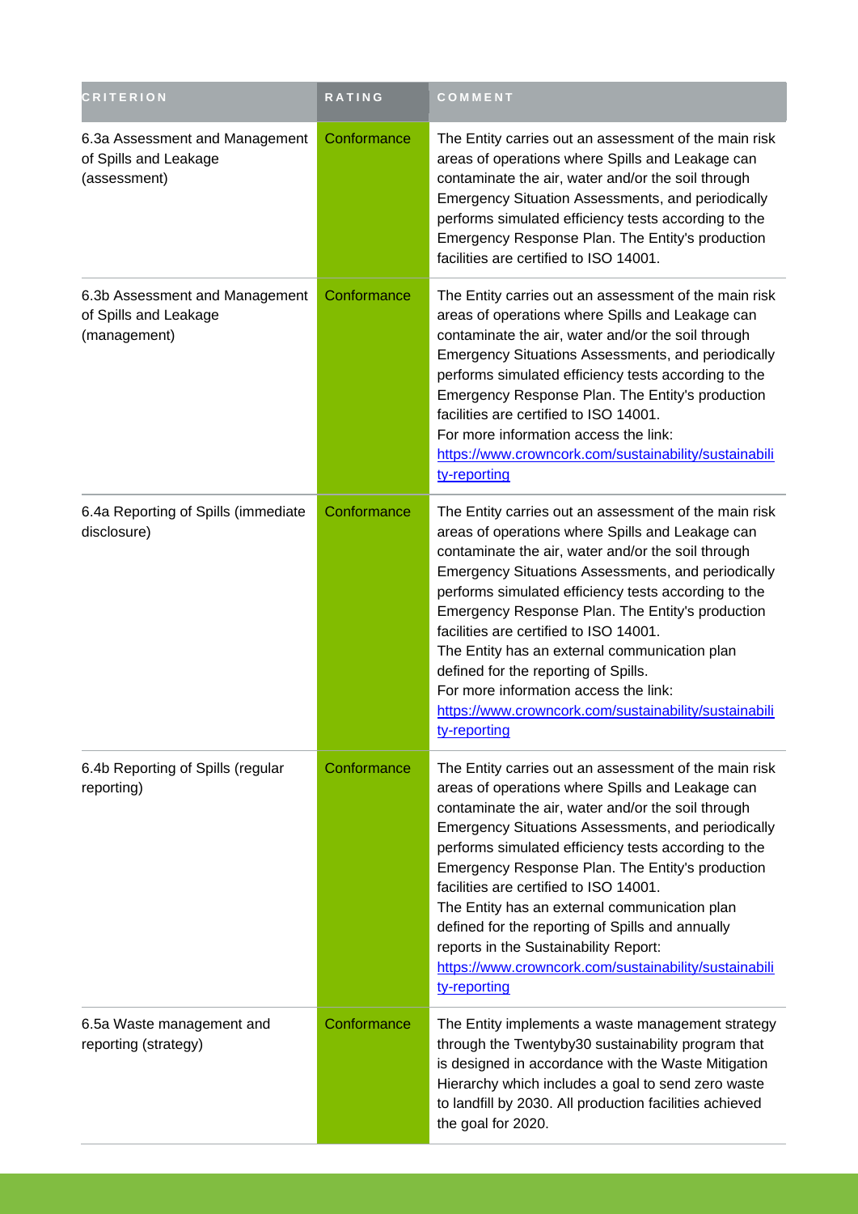| CRITERION | RATING | COMMENT |
| --- | --- | --- |
| 6.3a Assessment and Management of Spills and Leakage (assessment) | Conformance | The Entity carries out an assessment of the main risk areas of operations where Spills and Leakage can contaminate the air, water and/or the soil through Emergency Situation Assessments, and periodically performs simulated efficiency tests according to the Emergency Response Plan. The Entity's production facilities are certified to ISO 14001. |
| 6.3b Assessment and Management of Spills and Leakage (management) | Conformance | The Entity carries out an assessment of the main risk areas of operations where Spills and Leakage can contaminate the air, water and/or the soil through Emergency Situations Assessments, and periodically performs simulated efficiency tests according to the Emergency Response Plan. The Entity's production facilities are certified to ISO 14001.<br>For more information access the link:<br>https://www.crowncork.com/sustainability/sustainability-reporting |
| 6.4a Reporting of Spills (immediate disclosure) | Conformance | The Entity carries out an assessment of the main risk areas of operations where Spills and Leakage can contaminate the air, water and/or the soil through Emergency Situations Assessments, and periodically performs simulated efficiency tests according to the Emergency Response Plan. The Entity's production facilities are certified to ISO 14001.<br>The Entity has an external communication plan defined for the reporting of Spills.<br>For more information access the link:<br>https://www.crowncork.com/sustainability/sustainability-reporting |
| 6.4b Reporting of Spills (regular reporting) | Conformance | The Entity carries out an assessment of the main risk areas of operations where Spills and Leakage can contaminate the air, water and/or the soil through Emergency Situations Assessments, and periodically performs simulated efficiency tests according to the Emergency Response Plan. The Entity's production facilities are certified to ISO 14001.<br>The Entity has an external communication plan defined for the reporting of Spills and annually reports in the Sustainability Report:<br>https://www.crowncork.com/sustainability/sustainability-reporting |
| 6.5a Waste management and reporting (strategy) | Conformance | The Entity implements a waste management strategy through the Twentyby30 sustainability program that is designed in accordance with the Waste Mitigation Hierarchy which includes a goal to send zero waste to landfill by 2030. All production facilities achieved the goal for 2020. |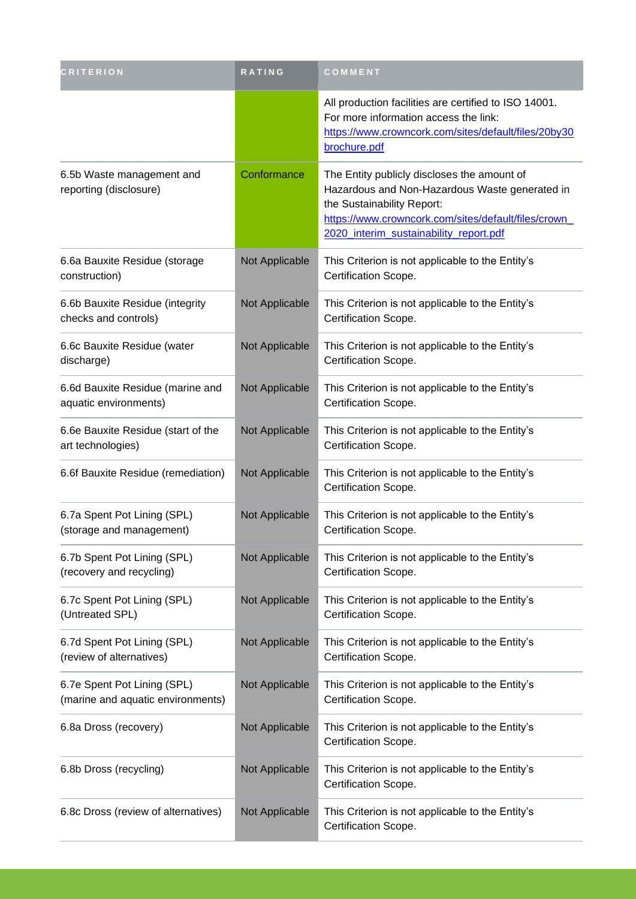| CRITERION | RATING | COMMENT |
| --- | --- | --- |
| | | All production facilities are certified to ISO 14001. For more information access the link: https://www.crowncork.com/sites/default/files/20by30brochure.pdf |
| 6.5b Waste management and reporting (disclosure) | Conformance | The Entity publicly discloses the amount of Hazardous and Non-Hazardous Waste generated in the Sustainability Report: https://www.crowncork.com/sites/default/files/crown_2020_interim_sustainability_report.pdf |
| 6.6a Bauxite Residue (storage construction) | Not Applicable | This Criterion is not applicable to the Entity's Certification Scope. |
| 6.6b Bauxite Residue (integrity checks and controls) | Not Applicable | This Criterion is not applicable to the Entity's Certification Scope. |
| 6.6c Bauxite Residue (water discharge) | Not Applicable | This Criterion is not applicable to the Entity's Certification Scope. |
| 6.6d Bauxite Residue (marine and aquatic environments) | Not Applicable | This Criterion is not applicable to the Entity's Certification Scope. |
| 6.6e Bauxite Residue (start of the art technologies) | Not Applicable | This Criterion is not applicable to the Entity's Certification Scope. |
| 6.6f Bauxite Residue (remediation) | Not Applicable | This Criterion is not applicable to the Entity's Certification Scope. |
| 6.7a Spent Pot Lining (SPL) (storage and management) | Not Applicable | This Criterion is not applicable to the Entity's Certification Scope. |
| 6.7b Spent Pot Lining (SPL) (recovery and recycling) | Not Applicable | This Criterion is not applicable to the Entity's Certification Scope. |
| 6.7c Spent Pot Lining (SPL) (Untreated SPL) | Not Applicable | This Criterion is not applicable to the Entity's Certification Scope. |
| 6.7d Spent Pot Lining (SPL) (review of alternatives) | Not Applicable | This Criterion is not applicable to the Entity's Certification Scope. |
| 6.7e Spent Pot Lining (SPL) (marine and aquatic environments) | Not Applicable | This Criterion is not applicable to the Entity's Certification Scope. |
| 6.8a Dross (recovery) | Not Applicable | This Criterion is not applicable to the Entity's Certification Scope. |
| 6.8b Dross (recycling) | Not Applicable | This Criterion is not applicable to the Entity's Certification Scope. |
| 6.8c Dross (review of alternatives) | Not Applicable | This Criterion is not applicable to the Entity's Certification Scope. |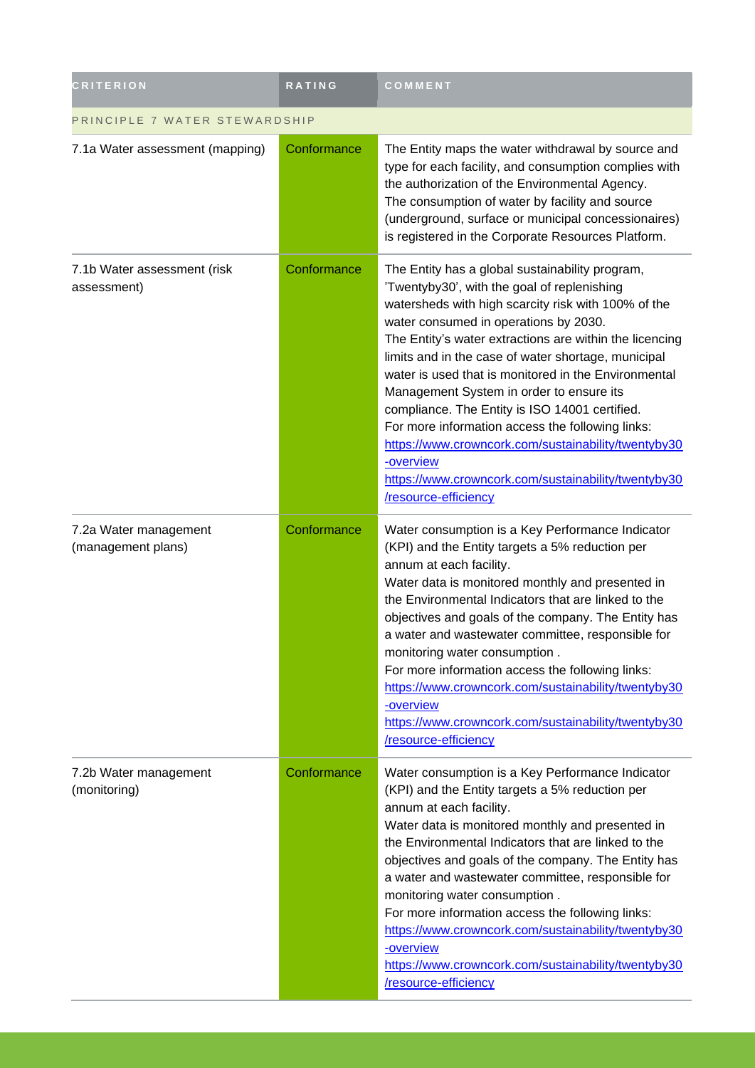| CRITERION | RATING | COMMENT |
|---|---|---|
| PRINCIPLE 7 WATER STEWARDSHIP | | |
| 7.1a Water assessment (mapping) | Conformance | The Entity maps the water withdrawal by source and type for each facility, and consumption complies with the authorization of the Environmental Agency.<br>The consumption of water by facility and source (underground, surface or municipal concessionaires) is registered in the Corporate Resources Platform. |
| 7.1b Water assessment (risk assessment) | Conformance | The Entity has a global sustainability program, 'Twentyby30', with the goal of replenishing watersheds with high scarcity risk with 100% of the water consumed in operations by 2030.<br>The Entity's water extractions are within the licencing limits and in the case of water shortage, municipal water is used that is monitored in the Environmental Management System in order to ensure its compliance. The Entity is ISO 14001 certified.<br>For more information access the following links:<br>https://www.crowncork.com/sustainability/twentyby30-overview<br>https://www.crowncork.com/sustainability/twentyby30/resource-efficiency |
| 7.2a Water management (management plans) | Conformance | Water consumption is a Key Performance Indicator (KPI) and the Entity targets a 5% reduction per annum at each facility.<br>Water data is monitored monthly and presented in the Environmental Indicators that are linked to the objectives and goals of the company. The Entity has a water and wastewater committee, responsible for monitoring water consumption .<br>For more information access the following links:<br>https://www.crowncork.com/sustainability/twentyby30-overview<br>https://www.crowncork.com/sustainability/twentyby30/resource-efficiency |
| 7.2b Water management (monitoring) | Conformance | Water consumption is a Key Performance Indicator (KPI) and the Entity targets a 5% reduction per annum at each facility.<br>Water data is monitored monthly and presented in the Environmental Indicators that are linked to the objectives and goals of the company. The Entity has a water and wastewater committee, responsible for monitoring water consumption .<br>For more information access the following links:<br>https://www.crowncork.com/sustainability/twentyby30-overview<br>https://www.crowncork.com/sustainability/twentyby30/resource-efficiency |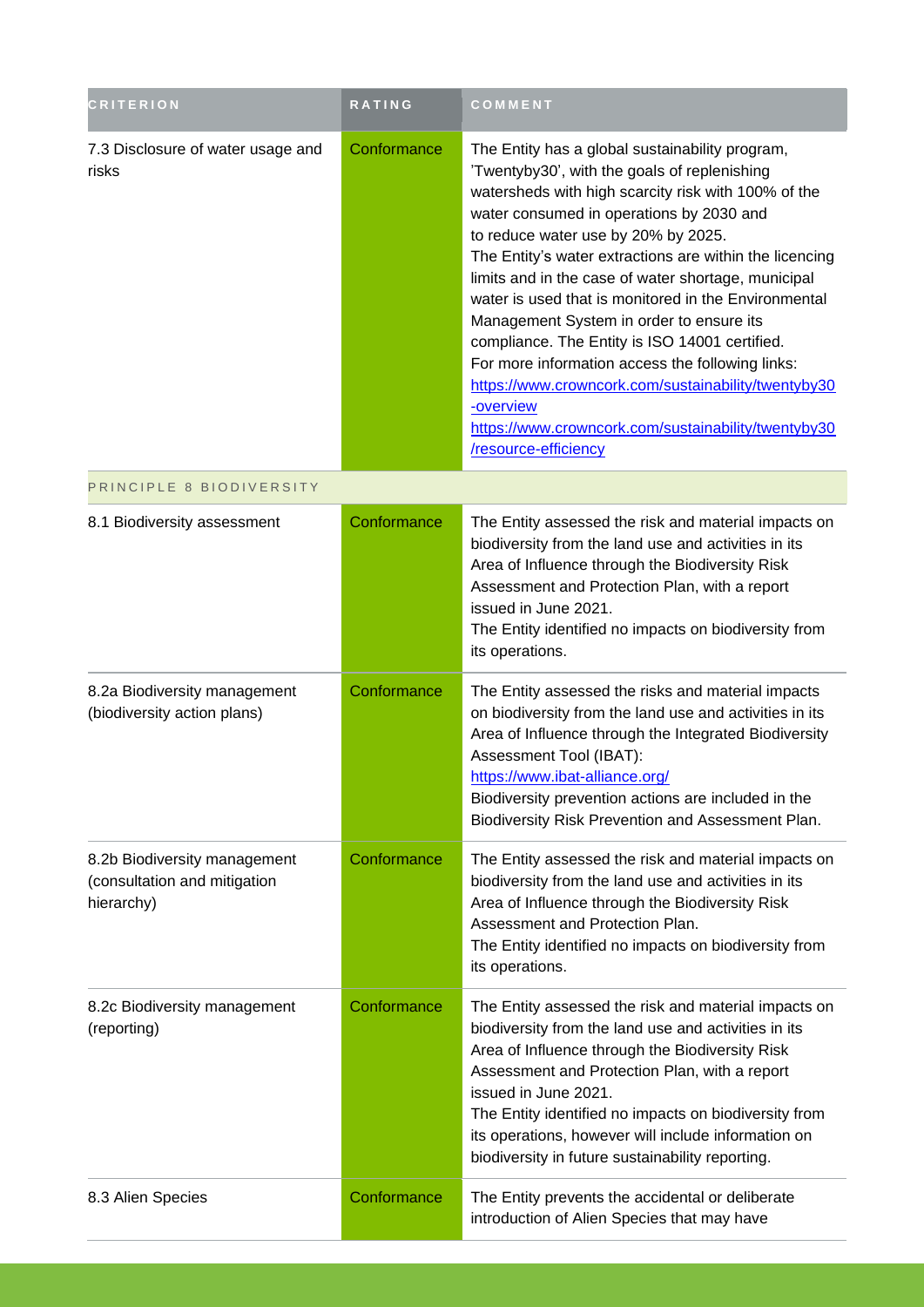| CRITERION | RATING | COMMENT |
|---|---|---|
| 7.3 Disclosure of water usage and risks | Conformance | The Entity has a global sustainability program, 'Twentyby30', with the goals of replenishing watersheds with high scarcity risk with 100% of the water consumed in operations by 2030 and to reduce water use by 20% by 2025. The Entity's water extractions are within the licencing limits and in the case of water shortage, municipal water is used that is monitored in the Environmental Management System in order to ensure its compliance. The Entity is ISO 14001 certified. For more information access the following links: https://www.crowncork.com/sustainability/twentyby30-overview https://www.crowncork.com/sustainability/twentyby30/resource-efficiency |
| PRINCIPLE 8 BIODIVERSITY | | |
| 8.1 Biodiversity assessment | Conformance | The Entity assessed the risk and material impacts on biodiversity from the land use and activities in its Area of Influence through the Biodiversity Risk Assessment and Protection Plan, with a report issued in June 2021. The Entity identified no impacts on biodiversity from its operations. |
| 8.2a Biodiversity management (biodiversity action plans) | Conformance | The Entity assessed the risks and material impacts on biodiversity from the land use and activities in its Area of Influence through the Integrated Biodiversity Assessment Tool (IBAT): https://www.ibat-alliance.org/ Biodiversity prevention actions are included in the Biodiversity Risk Prevention and Assessment Plan. |
| 8.2b Biodiversity management (consultation and mitigation hierarchy) | Conformance | The Entity assessed the risk and material impacts on biodiversity from the land use and activities in its Area of Influence through the Biodiversity Risk Assessment and Protection Plan. The Entity identified no impacts on biodiversity from its operations. |
| 8.2c Biodiversity management (reporting) | Conformance | The Entity assessed the risk and material impacts on biodiversity from the land use and activities in its Area of Influence through the Biodiversity Risk Assessment and Protection Plan, with a report issued in June 2021. The Entity identified no impacts on biodiversity from its operations, however will include information on biodiversity in future sustainability reporting. |
| 8.3 Alien Species | Conformance | The Entity prevents the accidental or deliberate introduction of Alien Species that may have |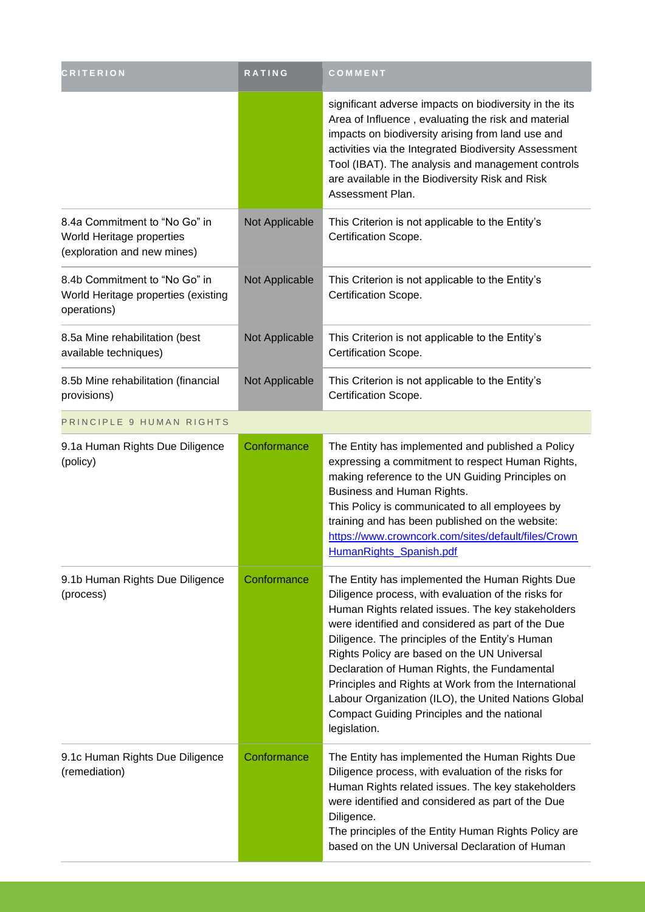| CRITERION | RATING | COMMENT |
|---|---|---|
| | | significant adverse impacts on biodiversity in the its Area of Influence , evaluating the risk and material impacts on biodiversity arising from land use and activities via the Integrated Biodiversity Assessment Tool (IBAT). The analysis and management controls are available in the Biodiversity Risk and Risk Assessment Plan. |
| 8.4a Commitment to "No Go" in World Heritage properties (exploration and new mines) | Not Applicable | This Criterion is not applicable to the Entity's Certification Scope. |
| 8.4b Commitment to "No Go" in World Heritage properties (existing operations) | Not Applicable | This Criterion is not applicable to the Entity's Certification Scope. |
| 8.5a Mine rehabilitation (best available techniques) | Not Applicable | This Criterion is not applicable to the Entity's Certification Scope. |
| 8.5b Mine rehabilitation (financial provisions) | Not Applicable | This Criterion is not applicable to the Entity's Certification Scope. |
| PRINCIPLE 9 HUMAN RIGHTS | | |
| 9.1a Human Rights Due Diligence (policy) | Conformance | The Entity has implemented and published a Policy expressing a commitment to respect Human Rights, making reference to the UN Guiding Principles on Business and Human Rights. This Policy is communicated to all employees by training and has been published on the website: https://www.crowncork.com/sites/default/files/CrownHumanRights_Spanish.pdf |
| 9.1b Human Rights Due Diligence (process) | Conformance | The Entity has implemented the Human Rights Due Diligence process, with evaluation of the risks for Human Rights related issues. The key stakeholders were identified and considered as part of the Due Diligence. The principles of the Entity's Human Rights Policy are based on the UN Universal Declaration of Human Rights, the Fundamental Principles and Rights at Work from the International Labour Organization (ILO), the United Nations Global Compact Guiding Principles and the national legislation. |
| 9.1c Human Rights Due Diligence (remediation) | Conformance | The Entity has implemented the Human Rights Due Diligence process, with evaluation of the risks for Human Rights related issues. The key stakeholders were identified and considered as part of the Due Diligence. The principles of the Entity Human Rights Policy are based on the UN Universal Declaration of Human |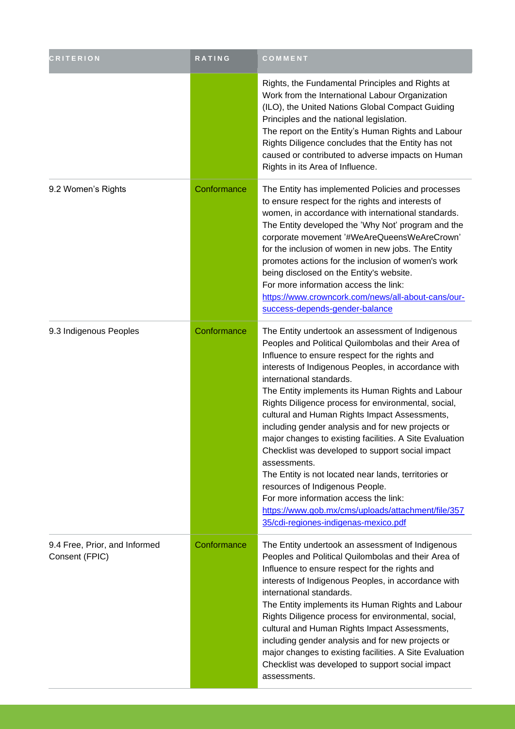| CRITERION | RATING | COMMENT |
| --- | --- | --- |
| | | Rights, the Fundamental Principles and Rights at Work from the International Labour Organization (ILO), the United Nations Global Compact Guiding Principles and the national legislation.<br>The report on the Entity's Human Rights and Labour Rights Diligence concludes that the Entity has not caused or contributed to adverse impacts on Human Rights in its Area of Influence. |
| 9.2 Women's Rights | Conformance | The Entity has implemented Policies and processes to ensure respect for the rights and interests of women, in accordance with international standards. The Entity developed the 'Why Not' program and the corporate movement '#WeAreQueensWeAreCrown' for the inclusion of women in new jobs. The Entity promotes actions for the inclusion of women's work being disclosed on the Entity's website.<br>For more information access the link:<br>https://www.crowncork.com/news/all-about-cans/our-success-depends-gender-balance |
| 9.3 Indigenous Peoples | Conformance | The Entity undertook an assessment of Indigenous Peoples and Political Quilombolas and their Area of Influence to ensure respect for the rights and interests of Indigenous Peoples, in accordance with international standards.<br>The Entity implements its Human Rights and Labour Rights Diligence process for environmental, social, cultural and Human Rights Impact Assessments, including gender analysis and for new projects or major changes to existing facilities. A Site Evaluation Checklist was developed to support social impact assessments.<br>The Entity is not located near lands, territories or resources of Indigenous People.<br>For more information access the link:<br>https://www.gob.mx/cms/uploads/attachment/file/35735/cdi-regiones-indigenas-mexico.pdf |
| 9.4 Free, Prior, and Informed Consent (FPIC) | Conformance | The Entity undertook an assessment of Indigenous Peoples and Political Quilombolas and their Area of Influence to ensure respect for the rights and interests of Indigenous Peoples, in accordance with international standards.<br>The Entity implements its Human Rights and Labour Rights Diligence process for environmental, social, cultural and Human Rights Impact Assessments, including gender analysis and for new projects or major changes to existing facilities. A Site Evaluation Checklist was developed to support social impact assessments. |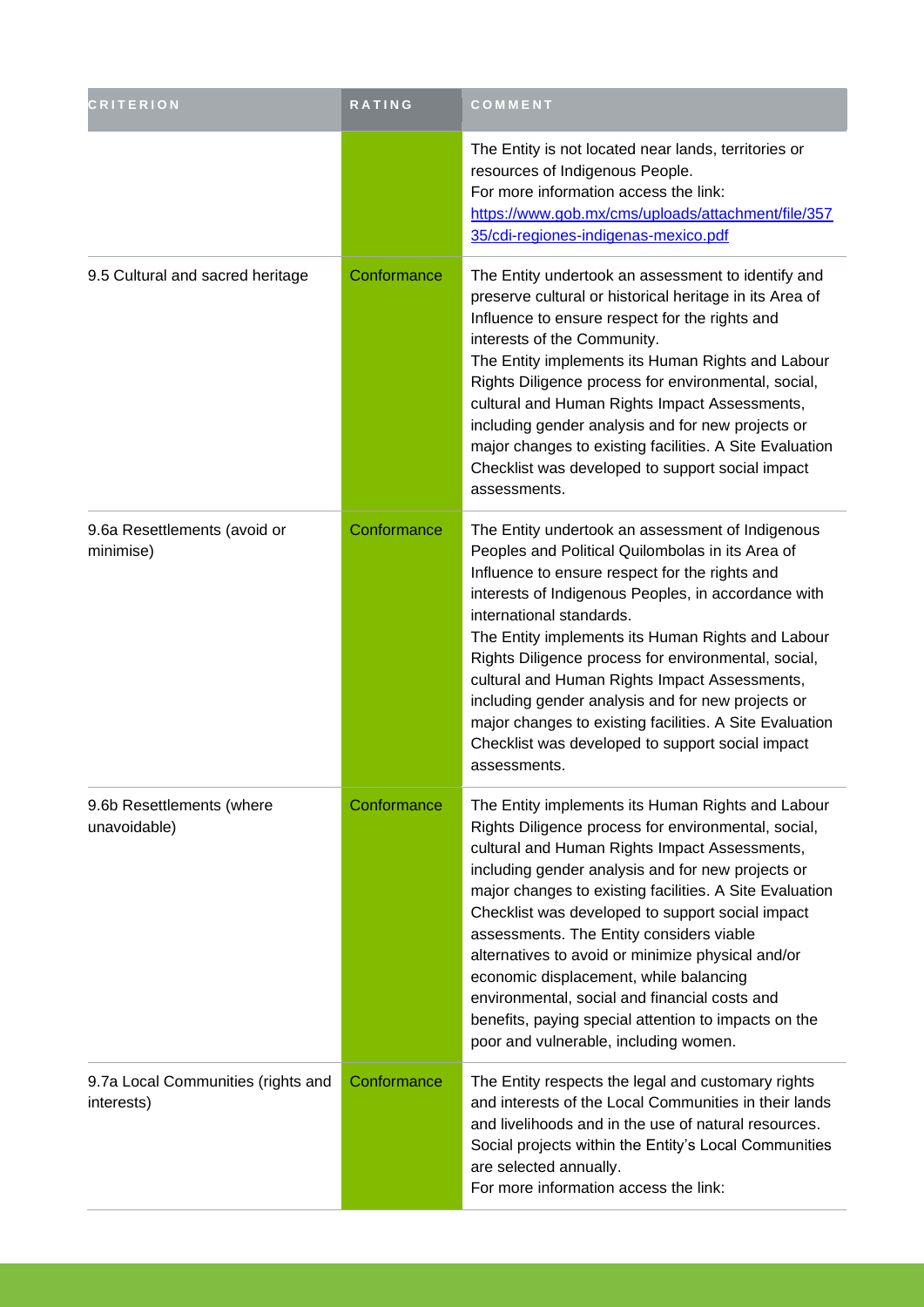| CRITERION | RATING | COMMENT |
| --- | --- | --- |
| | | The Entity is not located near lands, territories or resources of Indigenous People.<br>For more information access the link:<br>https://www.gob.mx/cms/uploads/attachment/file/35735/cdi-regiones-indigenas-mexico.pdf |
| 9.5 Cultural and sacred heritage | Conformance | The Entity undertook an assessment to identify and preserve cultural or historical heritage in its Area of Influence to ensure respect for the rights and interests of the Community.<br>The Entity implements its Human Rights and Labour Rights Diligence process for environmental, social, cultural and Human Rights Impact Assessments, including gender analysis and for new projects or major changes to existing facilities. A Site Evaluation Checklist was developed to support social impact assessments. |
| 9.6a Resettlements (avoid or minimise) | Conformance | The Entity undertook an assessment of Indigenous Peoples and Political Quilombolas in its Area of Influence to ensure respect for the rights and interests of Indigenous Peoples, in accordance with international standards.<br>The Entity implements its Human Rights and Labour Rights Diligence process for environmental, social, cultural and Human Rights Impact Assessments, including gender analysis and for new projects or major changes to existing facilities. A Site Evaluation Checklist was developed to support social impact assessments. |
| 9.6b Resettlements (where unavoidable) | Conformance | The Entity implements its Human Rights and Labour Rights Diligence process for environmental, social, cultural and Human Rights Impact Assessments, including gender analysis and for new projects or major changes to existing facilities. A Site Evaluation Checklist was developed to support social impact assessments. The Entity considers viable alternatives to avoid or minimize physical and/or economic displacement, while balancing environmental, social and financial costs and benefits, paying special attention to impacts on the poor and vulnerable, including women. |
| 9.7a Local Communities (rights and interests) | Conformance | The Entity respects the legal and customary rights and interests of the Local Communities in their lands and livelihoods and in the use of natural resources. Social projects within the Entity's Local Communities are selected annually.<br>For more information access the link: |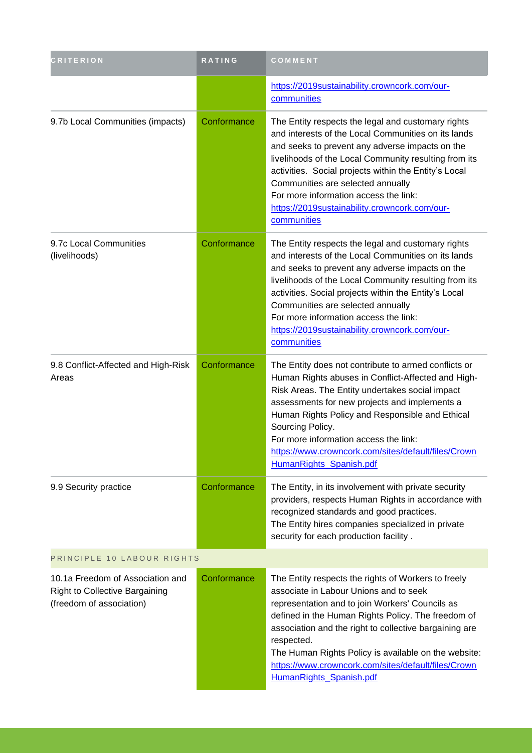| CRITERION | RATING | COMMENT |
|---|---|---|
| | | https://2019sustainability.crowncork.com/our-communities |
| 9.7b Local Communities (impacts) | Conformance | The Entity respects the legal and customary rights and interests of the Local Communities on its lands and seeks to prevent any adverse impacts on the livelihoods of the Local Community resulting from its activities. Social projects within the Entity's Local Communities are selected annually<br>For more information access the link:<br>https://2019sustainability.crowncork.com/our-communities |
| 9.7c Local Communities (livelihoods) | Conformance | The Entity respects the legal and customary rights and interests of the Local Communities on its lands and seeks to prevent any adverse impacts on the livelihoods of the Local Community resulting from its activities. Social projects within the Entity's Local Communities are selected annually<br>For more information access the link:<br>https://2019sustainability.crowncork.com/our-communities |
| 9.8 Conflict-Affected and High-Risk Areas | Conformance | The Entity does not contribute to armed conflicts or Human Rights abuses in Conflict-Affected and High-Risk Areas. The Entity undertakes social impact assessments for new projects and implements a Human Rights Policy and Responsible and Ethical Sourcing Policy.<br>For more information access the link:<br>https://www.crowncork.com/sites/default/files/CrownHumanRights_Spanish.pdf |
| 9.9 Security practice | Conformance | The Entity, in its involvement with private security providers, respects Human Rights in accordance with recognized standards and good practices.<br>The Entity hires companies specialized in private security for each production facility . |
| PRINCIPLE 10 LABOUR RIGHTS | | |
| 10.1a Freedom of Association and Right to Collective Bargaining (freedom of association) | Conformance | The Entity respects the rights of Workers to freely associate in Labour Unions and to seek representation and to join Workers' Councils as defined in the Human Rights Policy. The freedom of association and the right to collective bargaining are respected.<br>The Human Rights Policy is available on the website:<br>https://www.crowncork.com/sites/default/files/CrownHumanRights_Spanish.pdf |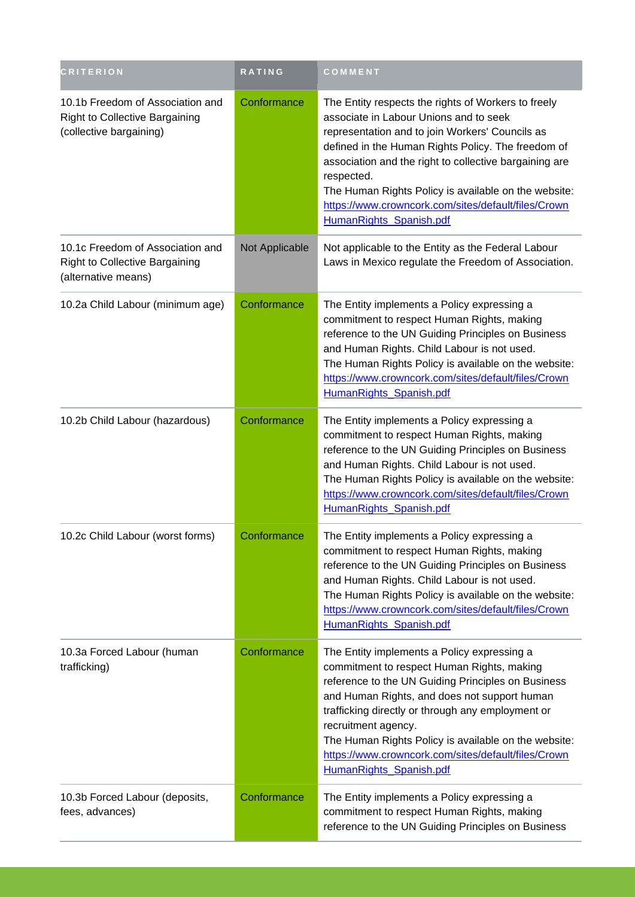| CRITERION | RATING | COMMENT |
|---|---|---|
| 10.1b Freedom of Association and Right to Collective Bargaining (collective bargaining) | Conformance | The Entity respects the rights of Workers to freely associate in Labour Unions and to seek representation and to join Workers' Councils as defined in the Human Rights Policy. The freedom of association and the right to collective bargaining are respected.<br>The Human Rights Policy is available on the website: https://www.crowncork.com/sites/default/files/CrownHumanRights_Spanish.pdf |
| 10.1c Freedom of Association and Right to Collective Bargaining (alternative means) | Not Applicable | Not applicable to the Entity as the Federal Labour Laws in Mexico regulate the Freedom of Association. |
| 10.2a Child Labour (minimum age) | Conformance | The Entity implements a Policy expressing a commitment to respect Human Rights, making reference to the UN Guiding Principles on Business and Human Rights. Child Labour is not used.<br>The Human Rights Policy is available on the website: https://www.crowncork.com/sites/default/files/CrownHumanRights_Spanish.pdf |
| 10.2b Child Labour (hazardous) | Conformance | The Entity implements a Policy expressing a commitment to respect Human Rights, making reference to the UN Guiding Principles on Business and Human Rights. Child Labour is not used.<br>The Human Rights Policy is available on the website: https://www.crowncork.com/sites/default/files/CrownHumanRights_Spanish.pdf |
| 10.2c Child Labour (worst forms) | Conformance | The Entity implements a Policy expressing a commitment to respect Human Rights, making reference to the UN Guiding Principles on Business and Human Rights. Child Labour is not used.<br>The Human Rights Policy is available on the website: https://www.crowncork.com/sites/default/files/CrownHumanRights_Spanish.pdf |
| 10.3a Forced Labour (human trafficking) | Conformance | The Entity implements a Policy expressing a commitment to respect Human Rights, making reference to the UN Guiding Principles on Business and Human Rights, and does not support human trafficking directly or through any employment or recruitment agency.<br>The Human Rights Policy is available on the website: https://www.crowncork.com/sites/default/files/CrownHumanRights_Spanish.pdf |
| 10.3b Forced Labour (deposits, fees, advances) | Conformance | The Entity implements a Policy expressing a commitment to respect Human Rights, making reference to the UN Guiding Principles on Business |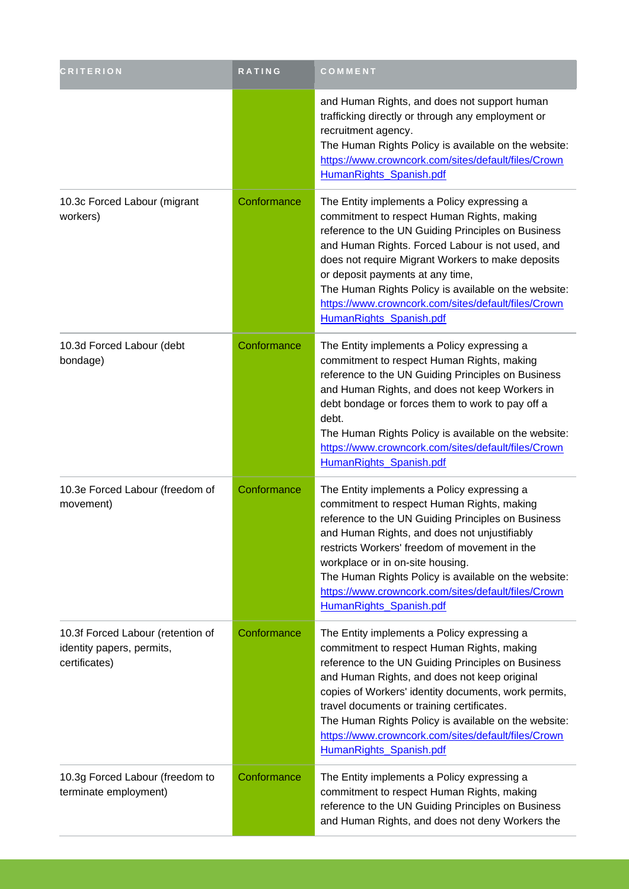| CRITERION | RATING | COMMENT |
| --- | --- | --- |
| | | and Human Rights, and does not support human trafficking directly or through any employment or recruitment agency.<br>The Human Rights Policy is available on the website: https://www.crowncork.com/sites/default/files/CrownHumanRights_Spanish.pdf |
| 10.3c Forced Labour (migrant workers) | Conformance | The Entity implements a Policy expressing a commitment to respect Human Rights, making reference to the UN Guiding Principles on Business and Human Rights. Forced Labour is not used, and does not require Migrant Workers to make deposits or deposit payments at any time,<br>The Human Rights Policy is available on the website: https://www.crowncork.com/sites/default/files/CrownHumanRights_Spanish.pdf |
| 10.3d Forced Labour (debt bondage) | Conformance | The Entity implements a Policy expressing a commitment to respect Human Rights, making reference to the UN Guiding Principles on Business and Human Rights, and does not keep Workers in debt bondage or forces them to work to pay off a debt.<br>The Human Rights Policy is available on the website: https://www.crowncork.com/sites/default/files/CrownHumanRights_Spanish.pdf |
| 10.3e Forced Labour (freedom of movement) | Conformance | The Entity implements a Policy expressing a commitment to respect Human Rights, making reference to the UN Guiding Principles on Business and Human Rights, and does not unjustifiably restricts Workers' freedom of movement in the workplace or in on-site housing.<br>The Human Rights Policy is available on the website: https://www.crowncork.com/sites/default/files/CrownHumanRights_Spanish.pdf |
| 10.3f Forced Labour (retention of identity papers, permits, certificates) | Conformance | The Entity implements a Policy expressing a commitment to respect Human Rights, making reference to the UN Guiding Principles on Business and Human Rights, and does not keep original copies of Workers' identity documents, work permits, travel documents or training certificates.<br>The Human Rights Policy is available on the website: https://www.crowncork.com/sites/default/files/CrownHumanRights_Spanish.pdf |
| 10.3g Forced Labour (freedom to terminate employment) | Conformance | The Entity implements a Policy expressing a commitment to respect Human Rights, making reference to the UN Guiding Principles on Business and Human Rights, and does not deny Workers the |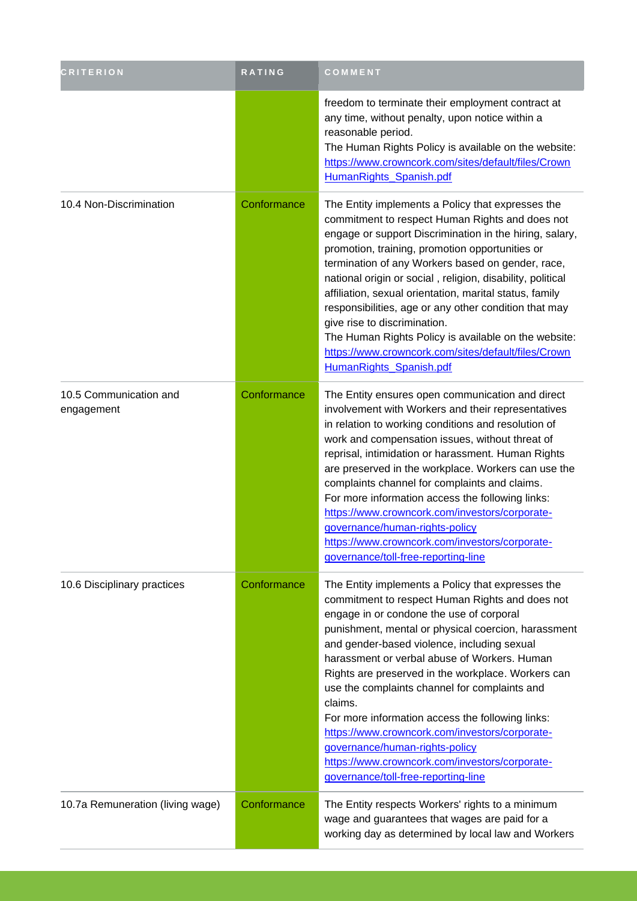| CRITERION | RATING | COMMENT |
| --- | --- | --- |
| | | freedom to terminate their employment contract at any time, without penalty, upon notice within a reasonable period.<br>The Human Rights Policy is available on the website: https://www.crowncork.com/sites/default/files/CrownHumanRights_Spanish.pdf |
| 10.4 Non-Discrimination | Conformance | The Entity implements a Policy that expresses the commitment to respect Human Rights and does not engage or support Discrimination in the hiring, salary, promotion, training, promotion opportunities or termination of any Workers based on gender, race, national origin or social , religion, disability, political affiliation, sexual orientation, marital status, family responsibilities, age or any other condition that may give rise to discrimination.<br>The Human Rights Policy is available on the website: https://www.crowncork.com/sites/default/files/CrownHumanRights_Spanish.pdf |
| 10.5 Communication and engagement | Conformance | The Entity ensures open communication and direct involvement with Workers and their representatives in relation to working conditions and resolution of work and compensation issues, without threat of reprisal, intimidation or harassment. Human Rights are preserved in the workplace. Workers can use the complaints channel for complaints and claims.<br>For more information access the following links: https://www.crowncork.com/investors/corporate-governance/human-rights-policy https://www.crowncork.com/investors/corporate-governance/toll-free-reporting-line |
| 10.6 Disciplinary practices | Conformance | The Entity implements a Policy that expresses the commitment to respect Human Rights and does not engage in or condone the use of corporal punishment, mental or physical coercion, harassment and gender-based violence, including sexual harassment or verbal abuse of Workers. Human Rights are preserved in the workplace. Workers can use the complaints channel for complaints and claims.<br>For more information access the following links: https://www.crowncork.com/investors/corporate-governance/human-rights-policy https://www.crowncork.com/investors/corporate-governance/toll-free-reporting-line |
| 10.7a Remuneration (living wage) | Conformance | The Entity respects Workers' rights to a minimum wage and guarantees that wages are paid for a working day as determined by local law and Workers |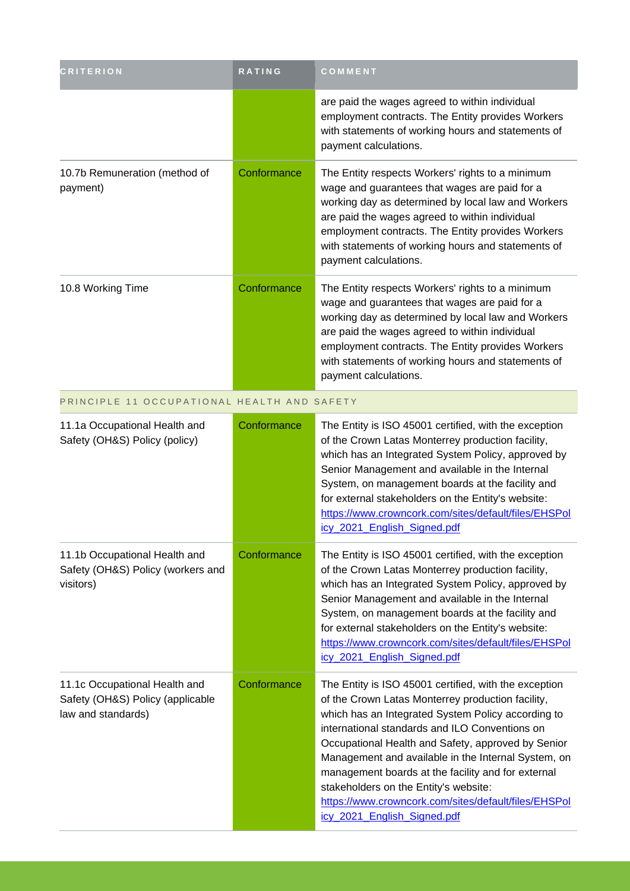| CRITERION | RATING | COMMENT |
| --- | --- | --- |
| | | are paid the wages agreed to within individual employment contracts. The Entity provides Workers with statements of working hours and statements of payment calculations. |
| 10.7b Remuneration (method of payment) | Conformance | The Entity respects Workers' rights to a minimum wage and guarantees that wages are paid for a working day as determined by local law and Workers are paid the wages agreed to within individual employment contracts. The Entity provides Workers with statements of working hours and statements of payment calculations. |
| 10.8 Working Time | Conformance | The Entity respects Workers' rights to a minimum wage and guarantees that wages are paid for a working day as determined by local law and Workers are paid the wages agreed to within individual employment contracts. The Entity provides Workers with statements of working hours and statements of payment calculations. |
| PRINCIPLE 11 OCCUPATIONAL HEALTH AND SAFETY | | |
| 11.1a Occupational Health and Safety (OH&S) Policy (policy) | Conformance | The Entity is ISO 45001 certified, with the exception of the Crown Latas Monterrey production facility, which has an Integrated System Policy, approved by Senior Management and available in the Internal System, on management boards at the facility and for external stakeholders on the Entity's website: https://www.crowncork.com/sites/default/files/EHSPolicy_2021_English_Signed.pdf |
| 11.1b Occupational Health and Safety (OH&S) Policy (workers and visitors) | Conformance | The Entity is ISO 45001 certified, with the exception of the Crown Latas Monterrey production facility, which has an Integrated System Policy, approved by Senior Management and available in the Internal System, on management boards at the facility and for external stakeholders on the Entity's website: https://www.crowncork.com/sites/default/files/EHSPolicy_2021_English_Signed.pdf |
| 11.1c Occupational Health and Safety (OH&S) Policy (applicable law and standards) | Conformance | The Entity is ISO 45001 certified, with the exception of the Crown Latas Monterrey production facility, which has an Integrated System Policy according to international standards and ILO Conventions on Occupational Health and Safety, approved by Senior Management and available in the Internal System, on management boards at the facility and for external stakeholders on the Entity's website: https://www.crowncork.com/sites/default/files/EHSPolicy_2021_English_Signed.pdf |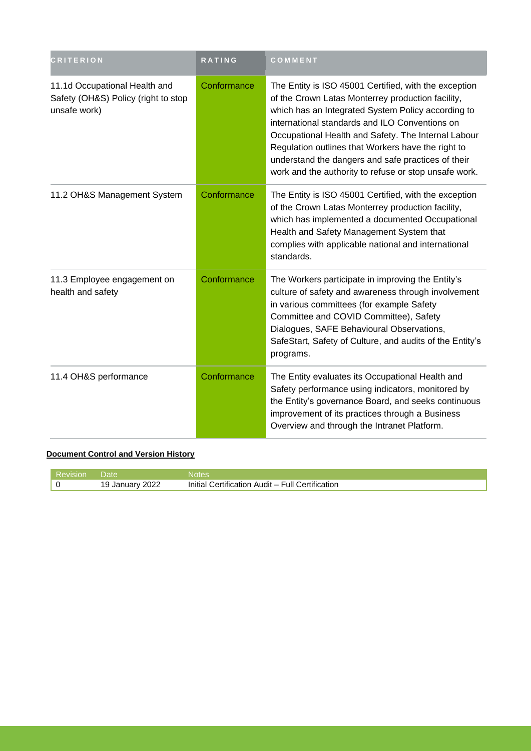| CRITERION | RATING | COMMENT |
|---|---|---|
| 11.1d Occupational Health and Safety (OH&S) Policy (right to stop unsafe work) | Conformance | The Entity is ISO 45001 Certified, with the exception of the Crown Latas Monterrey production facility, which has an Integrated System Policy according to international standards and ILO Conventions on Occupational Health and Safety. The Internal Labour Regulation outlines that Workers have the right to understand the dangers and safe practices of their work and the authority to refuse or stop unsafe work. |
| 11.2 OH&S Management System | Conformance | The Entity is ISO 45001 Certified, with the exception of the Crown Latas Monterrey production facility, which has implemented a documented Occupational Health and Safety Management System that complies with applicable national and international standards. |
| 11.3 Employee engagement on health and safety | Conformance | The Workers participate in improving the Entity's culture of safety and awareness through involvement in various committees (for example Safety Committee and COVID Committee), Safety Dialogues, SAFE Behavioural Observations, SafeStart, Safety of Culture, and audits of the Entity's programs. |
| 11.4 OH&S performance | Conformance | The Entity evaluates its Occupational Health and Safety performance using indicators, monitored by the Entity's governance Board, and seeks continuous improvement of its practices through a Business Overview and through the Intranet Platform. |

**Document Control and Version History**

| Revision | Date | Notes |
|---|---|---|
| 0 | 19 January 2022 | Initial Certification Audit – Full Certification |